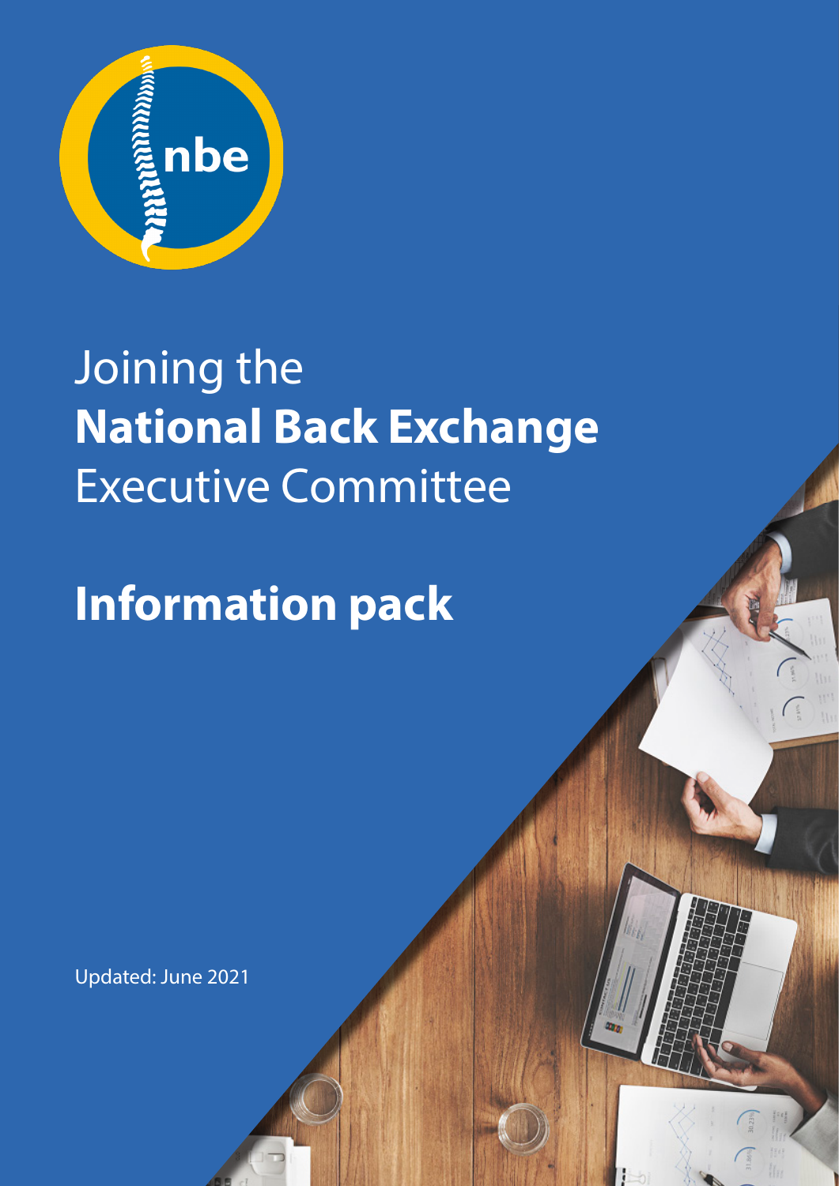nbe

# Joining the **National Back Exchange** Executive Committee

# **Information pack**

Updated: June 2021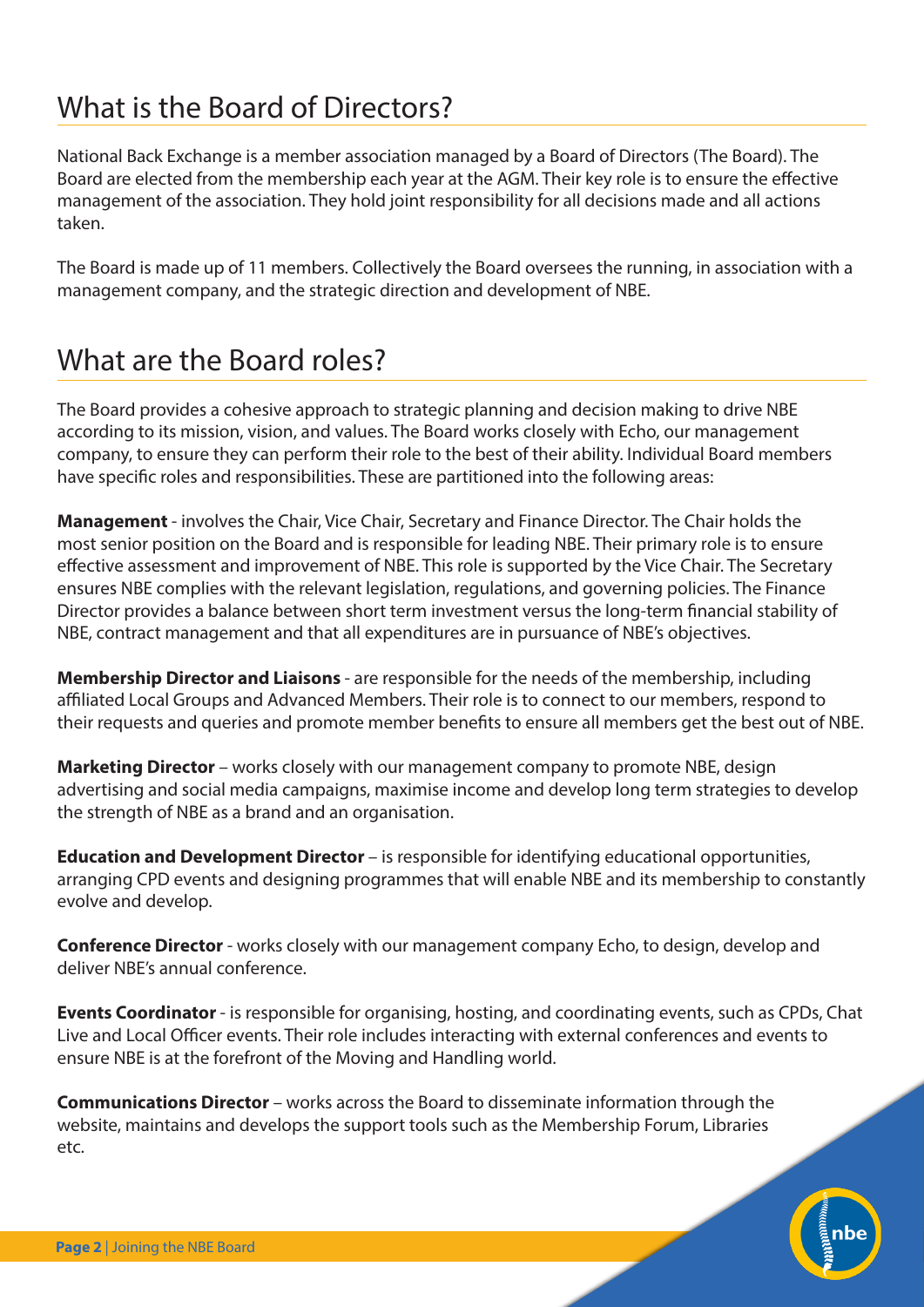## What is the Board of Directors?

National Back Exchange is a member association managed by a Board of Directors (The Board). The Board are elected from the membership each year at the AGM. Their key role is to ensure the effective management of the association. They hold joint responsibility for all decisions made and all actions taken.

The Board is made up of 11 members. Collectively the Board oversees the running, in association with a management company, and the strategic direction and development of NBE.

## What are the Board roles?

The Board provides a cohesive approach to strategic planning and decision making to drive NBE according to its mission, vision, and values. The Board works closely with Echo, our management company, to ensure they can perform their role to the best of their ability. Individual Board members have specific roles and responsibilities. These are partitioned into the following areas:

**Management** - involves the Chair, Vice Chair, Secretary and Finance Director. The Chair holds the most senior position on the Board and is responsible for leading NBE. Their primary role is to ensure effective assessment and improvement of NBE. This role is supported by the Vice Chair. The Secretary ensures NBE complies with the relevant legislation, regulations, and governing policies. The Finance Director provides a balance between short term investment versus the long-term financial stability of NBE, contract management and that all expenditures are in pursuance of NBE's objectives.

**Membership Director and Liaisons** - are responsible for the needs of the membership, including affiliated Local Groups and Advanced Members. Their role is to connect to our members, respond to their requests and queries and promote member benefits to ensure all members get the best out of NBE.

**Marketing Director** – works closely with our management company to promote NBE, design advertising and social media campaigns, maximise income and develop long term strategies to develop the strength of NBE as a brand and an organisation.

**Education and Development Director** – is responsible for identifying educational opportunities, arranging CPD events and designing programmes that will enable NBE and its membership to constantly evolve and develop.

**Conference Director** - works closely with our management company Echo, to design, develop and deliver NBE's annual conference.

**Events Coordinator** - is responsible for organising, hosting, and coordinating events, such as CPDs, Chat Live and Local Officer events. Their role includes interacting with external conferences and events to ensure NBE is at the forefront of the Moving and Handling world.

**Communications Director** – works across the Board to disseminate information through the website, maintains and develops the support tools such as the Membership Forum, Libraries etc.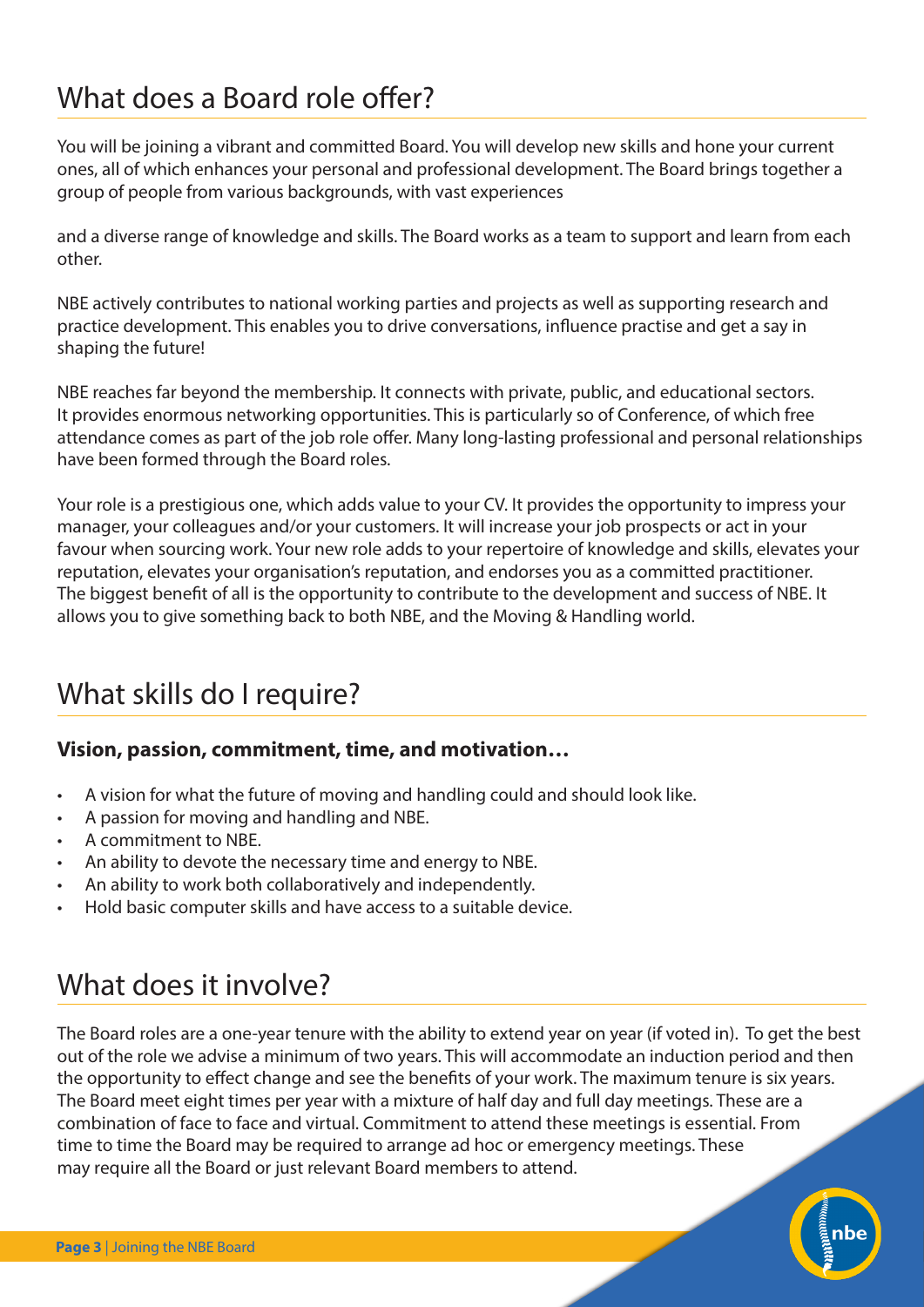## What does a Board role offer?

You will be joining a vibrant and committed Board. You will develop new skills and hone your current ones, all of which enhances your personal and professional development. The Board brings together a group of people from various backgrounds, with vast experiences

and a diverse range of knowledge and skills. The Board works as a team to support and learn from each other.

NBE actively contributes to national working parties and projects as well as supporting research and practice development. This enables you to drive conversations, influence practise and get a say in shaping the future!

NBE reaches far beyond the membership. It connects with private, public, and educational sectors. It provides enormous networking opportunities. This is particularly so of Conference, of which free attendance comes as part of the job role offer. Many long-lasting professional and personal relationships have been formed through the Board roles.

Your role is a prestigious one, which adds value to your CV. It provides the opportunity to impress your manager, your colleagues and/or your customers. It will increase your job prospects or act in your favour when sourcing work. Your new role adds to your repertoire of knowledge and skills, elevates your reputation, elevates your organisation's reputation, and endorses you as a committed practitioner. The biggest benefit of all is the opportunity to contribute to the development and success of NBE. It allows you to give something back to both NBE, and the Moving & Handling world.

## What skills do I require?

**Vision, passion, commitment, time, and motivation…**

- A vision for what the future of moving and handling could and should look like.
- A passion for moving and handling and NBE.
- A commitment to NBE.
- An ability to devote the necessary time and energy to NBE.
- An ability to work both collaboratively and independently.
- Hold basic computer skills and have access to a suitable device.

## What does it involve?

The Board roles are a one-year tenure with the ability to extend year on year (if voted in). To get the best out of the role we advise a minimum of two years. This will accommodate an induction period and then the opportunity to effect change and see the benefits of your work. The maximum tenure is six years. The Board meet eight times per year with a mixture of half day and full day meetings. These are a combination of face to face and virtual. Commitment to attend these meetings is essential. From time to time the Board may be required to arrange ad hoc or emergency meetings. These may require all the Board or just relevant Board members to attend.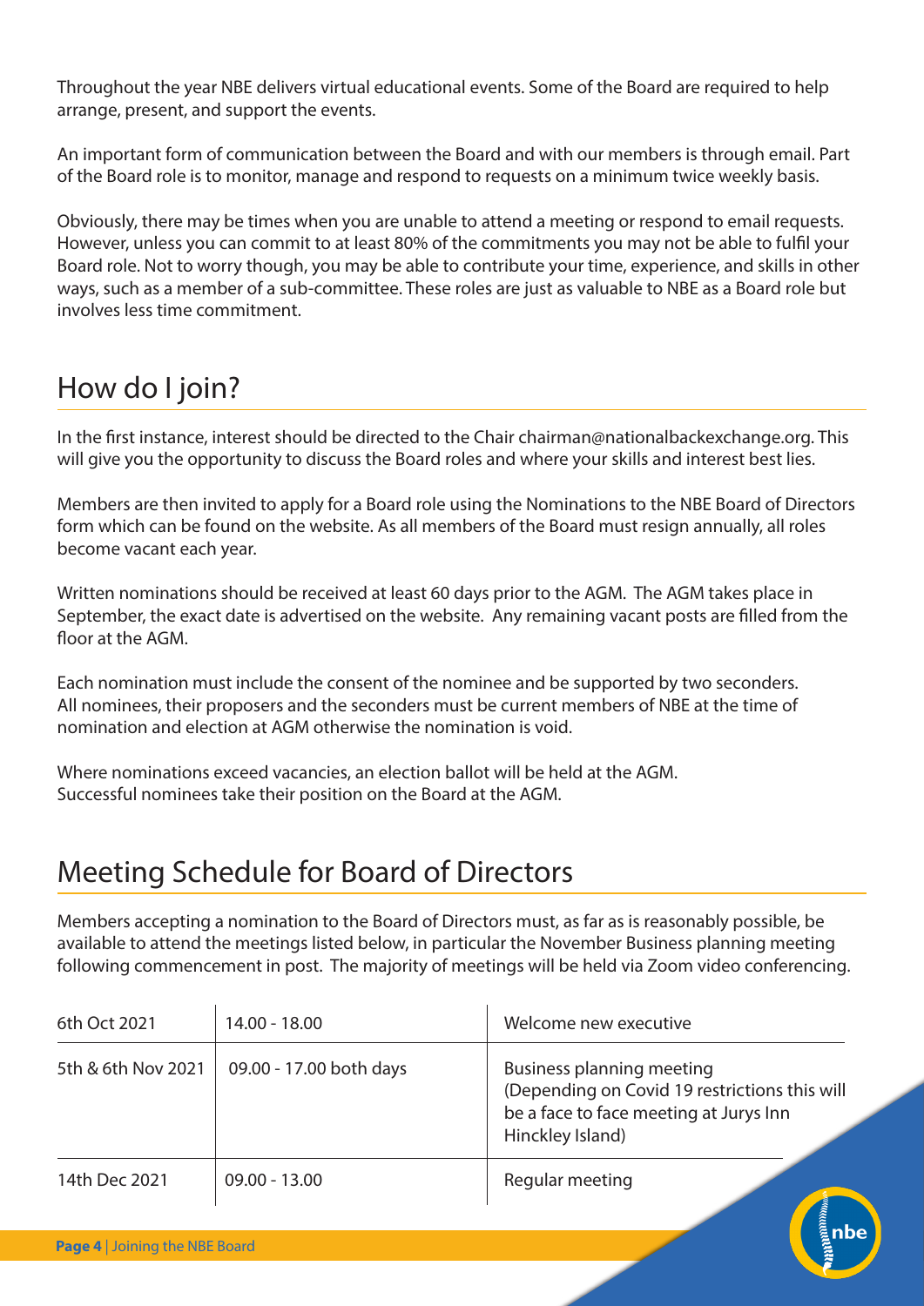Throughout the year NBE delivers virtual educational events. Some of the Board are required to help arrange, present, and support the events.

An important form of communication between the Board and with our members is through email. Part of the Board role is to monitor, manage and respond to requests on a minimum twice weekly basis.

Obviously, there may be times when you are unable to attend a meeting or respond to email requests. However, unless you can commit to at least 80% of the commitments you may not be able to fulfil your Board role. Not to worry though, you may be able to contribute your time, experience, and skills in other ways, such as a member of a sub-committee. These roles are just as valuable to NBE as a Board role but involves less time commitment.

## How do I join?

In the first instance, interest should be directed to the Chair chairman@nationalbackexchange.org. This will give you the opportunity to discuss the Board roles and where your skills and interest best lies.

Members are then invited to apply for a Board role using the Nominations to the NBE Board of Directors form which can be found on the website. As all members of the Board must resign annually, all roles become vacant each year.

Written nominations should be received at least 60 days prior to the AGM. The AGM takes place in September, the exact date is advertised on the website. Any remaining vacant posts are filled from the floor at the AGM.

Each nomination must include the consent of the nominee and be supported by two seconders. All nominees, their proposers and the seconders must be current members of NBE at the time of nomination and election at AGM otherwise the nomination is void.

Where nominations exceed vacancies, an election ballot will be held at the AGM. Successful nominees take their position on the Board at the AGM.

## Meeting Schedule for Board of Directors

Members accepting a nomination to the Board of Directors must, as far as is reasonably possible, be available to attend the meetings listed below, in particular the November Business planning meeting following commencement in post. The majority of meetings will be held via Zoom video conferencing.

| | | |
|---|---|---|
| 6th Oct 2021 | 14.00 - 18.00 | Welcome new executive |
| 5th & 6th Nov 2021 | 09.00 - 17.00 both days | Business planning meeting (Depending on Covid 19 restrictions this will be a face to face meeting at Jurys Inn Hinckley Island) |
| 14th Dec 2021 | 09.00 - 13.00 | Regular meeting |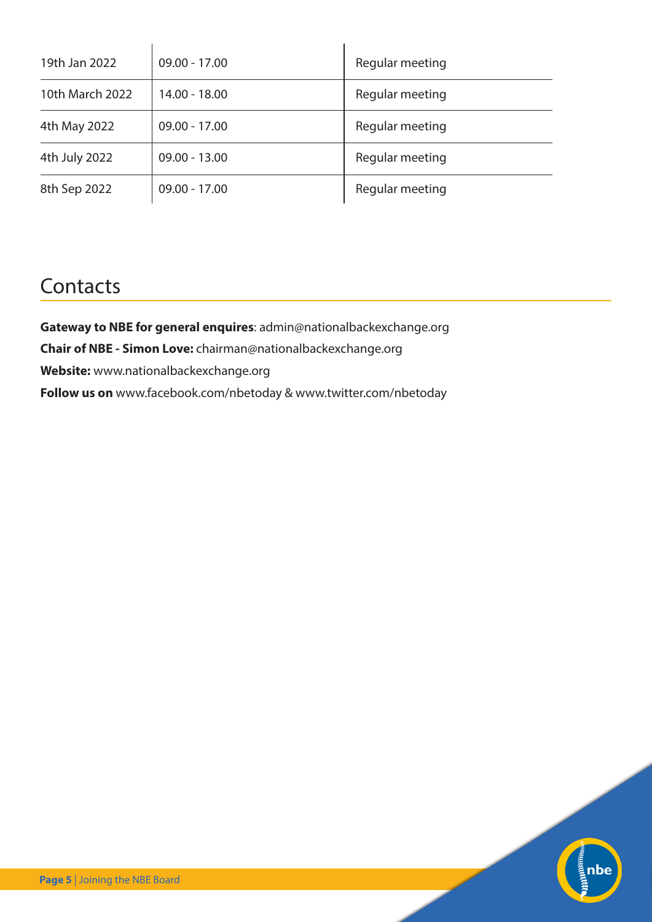| | | |
|---|---|---|
| 19th Jan 2022 | 09.00 - 17.00 | Regular meeting |
| 10th March 2022 | 14.00 - 18.00 | Regular meeting |
| 4th May 2022 | 09.00 - 17.00 | Regular meeting |
| 4th July 2022 | 09.00 - 13.00 | Regular meeting |
| 8th Sep 2022 | 09.00 - 17.00 | Regular meeting |

## Contacts

**Gateway to NBE for general enquires**: admin@nationalbackexchange.org

**Chair of NBE - Simon Love:** chairman@nationalbackexchange.org

**Website:** www.nationalbackexchange.org

**Follow us on** www.facebook.com/nbetoday & www.twitter.com/nbetoday